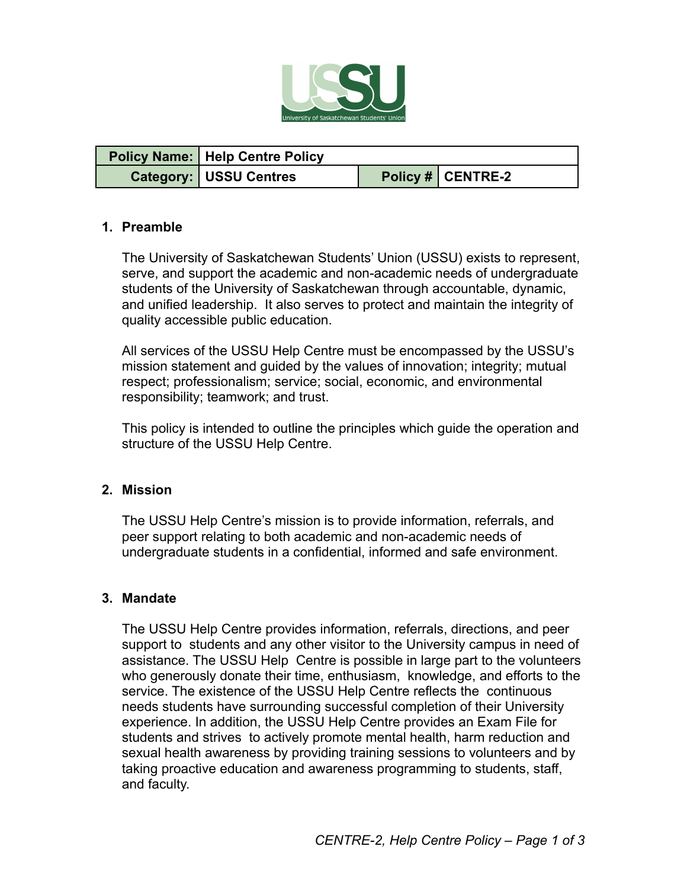| | | | |
|---|---|---|---|
| **Policy Name:** | **Help Centre Policy** | | |
| **Category:** | **USSU Centres** | **Policy #** | **CENTRE-2** |

## 1. Preamble

The University of Saskatchewan Students' Union (USSU) exists to represent, serve, and support the academic and non-academic needs of undergraduate students of the University of Saskatchewan through accountable, dynamic, and unified leadership. It also serves to protect and maintain the integrity of quality accessible public education.

All services of the USSU Help Centre must be encompassed by the USSU's mission statement and guided by the values of innovation; integrity; mutual respect; professionalism; service; social, economic, and environmental responsibility; teamwork; and trust.

This policy is intended to outline the principles which guide the operation and structure of the USSU Help Centre.

## 2. Mission

The USSU Help Centre's mission is to provide information, referrals, and peer support relating to both academic and non-academic needs of undergraduate students in a confidential, informed and safe environment.

## 3. Mandate

The USSU Help Centre provides information, referrals, directions, and peer support to students and any other visitor to the University campus in need of assistance. The USSU Help Centre is possible in large part to the volunteers who generously donate their time, enthusiasm, knowledge, and efforts to the service. The existence of the USSU Help Centre reflects the continuous needs students have surrounding successful completion of their University experience. In addition, the USSU Help Centre provides an Exam File for students and strives to actively promote mental health, harm reduction and sexual health awareness by providing training sessions to volunteers and by taking proactive education and awareness programming to students, staff, and faculty.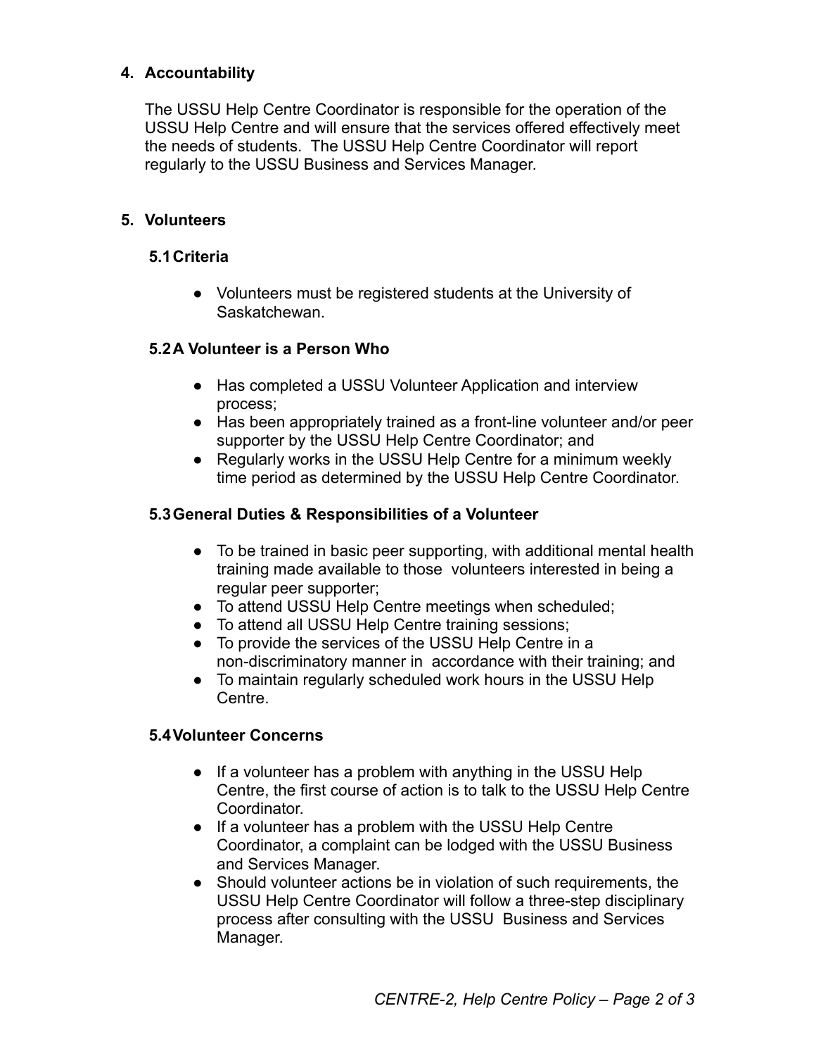## 4. Accountability

The USSU Help Centre Coordinator is responsible for the operation of the USSU Help Centre and will ensure that the services offered effectively meet the needs of students. The USSU Help Centre Coordinator will report regularly to the USSU Business and Services Manager.

## 5. Volunteers

### 5.1 Criteria

- Volunteers must be registered students at the University of Saskatchewan.

### 5.2 A Volunteer is a Person Who

- Has completed a USSU Volunteer Application and interview process;
- Has been appropriately trained as a front-line volunteer and/or peer supporter by the USSU Help Centre Coordinator; and
- Regularly works in the USSU Help Centre for a minimum weekly time period as determined by the USSU Help Centre Coordinator.

### 5.3 General Duties & Responsibilities of a Volunteer

- To be trained in basic peer supporting, with additional mental health training made available to those volunteers interested in being a regular peer supporter;
- To attend USSU Help Centre meetings when scheduled;
- To attend all USSU Help Centre training sessions;
- To provide the services of the USSU Help Centre in a non-discriminatory manner in accordance with their training; and
- To maintain regularly scheduled work hours in the USSU Help Centre.

### 5.4 Volunteer Concerns

- If a volunteer has a problem with anything in the USSU Help Centre, the first course of action is to talk to the USSU Help Centre Coordinator.
- If a volunteer has a problem with the USSU Help Centre Coordinator, a complaint can be lodged with the USSU Business and Services Manager.
- Should volunteer actions be in violation of such requirements, the USSU Help Centre Coordinator will follow a three-step disciplinary process after consulting with the USSU Business and Services Manager.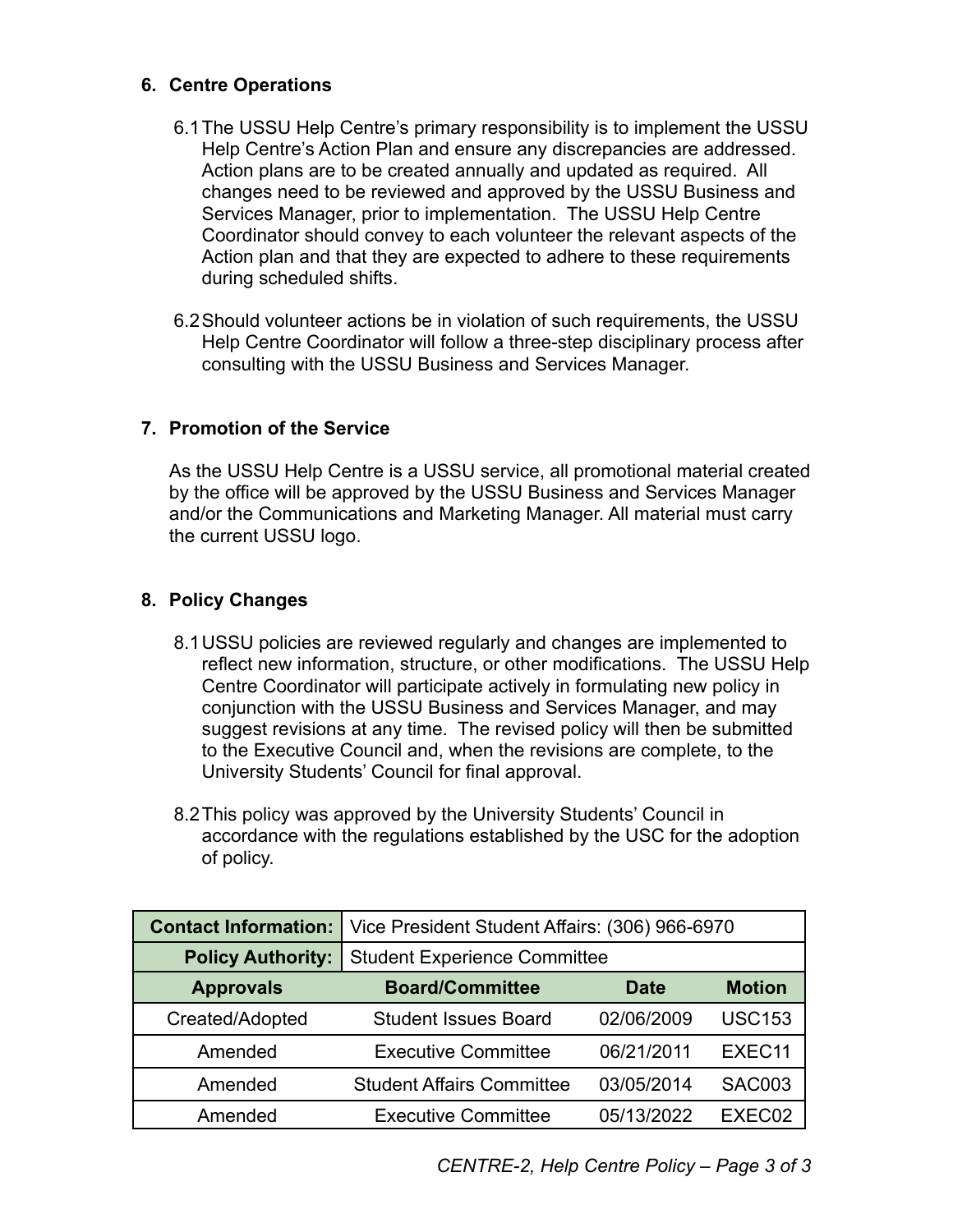## 6. Centre Operations

6.1 The USSU Help Centre's primary responsibility is to implement the USSU Help Centre's Action Plan and ensure any discrepancies are addressed. Action plans are to be created annually and updated as required. All changes need to be reviewed and approved by the USSU Business and Services Manager, prior to implementation. The USSU Help Centre Coordinator should convey to each volunteer the relevant aspects of the Action plan and that they are expected to adhere to these requirements during scheduled shifts.

6.2 Should volunteer actions be in violation of such requirements, the USSU Help Centre Coordinator will follow a three-step disciplinary process after consulting with the USSU Business and Services Manager.

## 7. Promotion of the Service

As the USSU Help Centre is a USSU service, all promotional material created by the office will be approved by the USSU Business and Services Manager and/or the Communications and Marketing Manager. All material must carry the current USSU logo.

## 8. Policy Changes

8.1 USSU policies are reviewed regularly and changes are implemented to reflect new information, structure, or other modifications. The USSU Help Centre Coordinator will participate actively in formulating new policy in conjunction with the USSU Business and Services Manager, and may suggest revisions at any time. The revised policy will then be submitted to the Executive Council and, when the revisions are complete, to the University Students' Council for final approval.

8.2 This policy was approved by the University Students' Council in accordance with the regulations established by the USC for the adoption of policy.

| **Contact Information:** | Vice President Student Affairs: (306) 966-6970 | | |
|---|---|---|---|
| **Policy Authority:** | Student Experience Committee | | |
| **Approvals** | **Board/Committee** | **Date** | **Motion** |
| Created/Adopted | Student Issues Board | 02/06/2009 | USC153 |
| Amended | Executive Committee | 06/21/2011 | EXEC11 |
| Amended | Student Affairs Committee | 03/05/2014 | SAC003 |
| Amended | Executive Committee | 05/13/2022 | EXEC02 |

*CENTRE-2, Help Centre Policy*